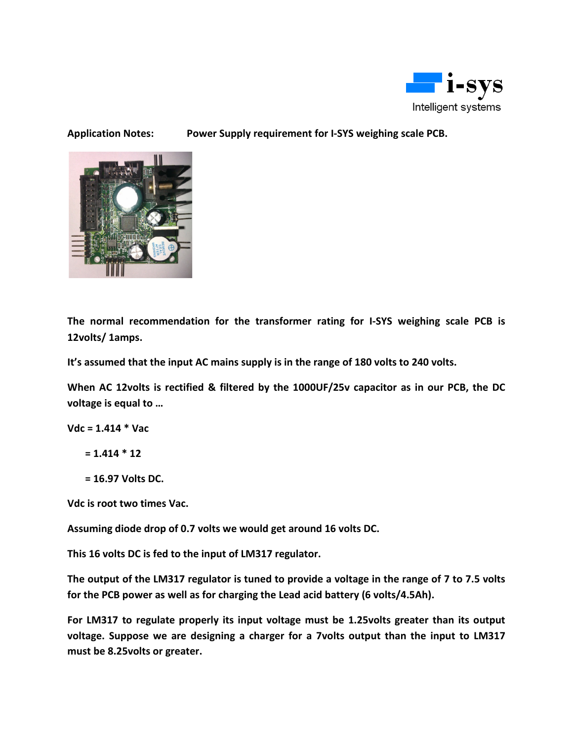**Application Notes:** **Power Supply requirement for I-SYS weighing scale PCB.**

**The normal recommendation for the transformer rating for I-SYS weighing scale PCB is 12volts/ 1amps.**

**It's assumed that the input AC mains supply is in the range of 180 volts to 240 volts.**

**When AC 12volts is rectified & filtered by the 1000UF/25v capacitor as in our PCB, the DC voltage is equal to …**

**Vdc = 1.414 * Vac**

**= 1.414 * 12**

**= 16.97 Volts DC.**

**Vdc is root two times Vac.**

**Assuming diode drop of 0.7 volts we would get around 16 volts DC.**

**This 16 volts DC is fed to the input of LM317 regulator.**

**The output of the LM317 regulator is tuned to provide a voltage in the range of 7 to 7.5 volts for the PCB power as well as for charging the Lead acid battery (6 volts/4.5Ah).**

**For LM317 to regulate properly its input voltage must be 1.25volts greater than its output voltage. Suppose we are designing a charger for a 7volts output than the input to LM317 must be 8.25volts or greater.**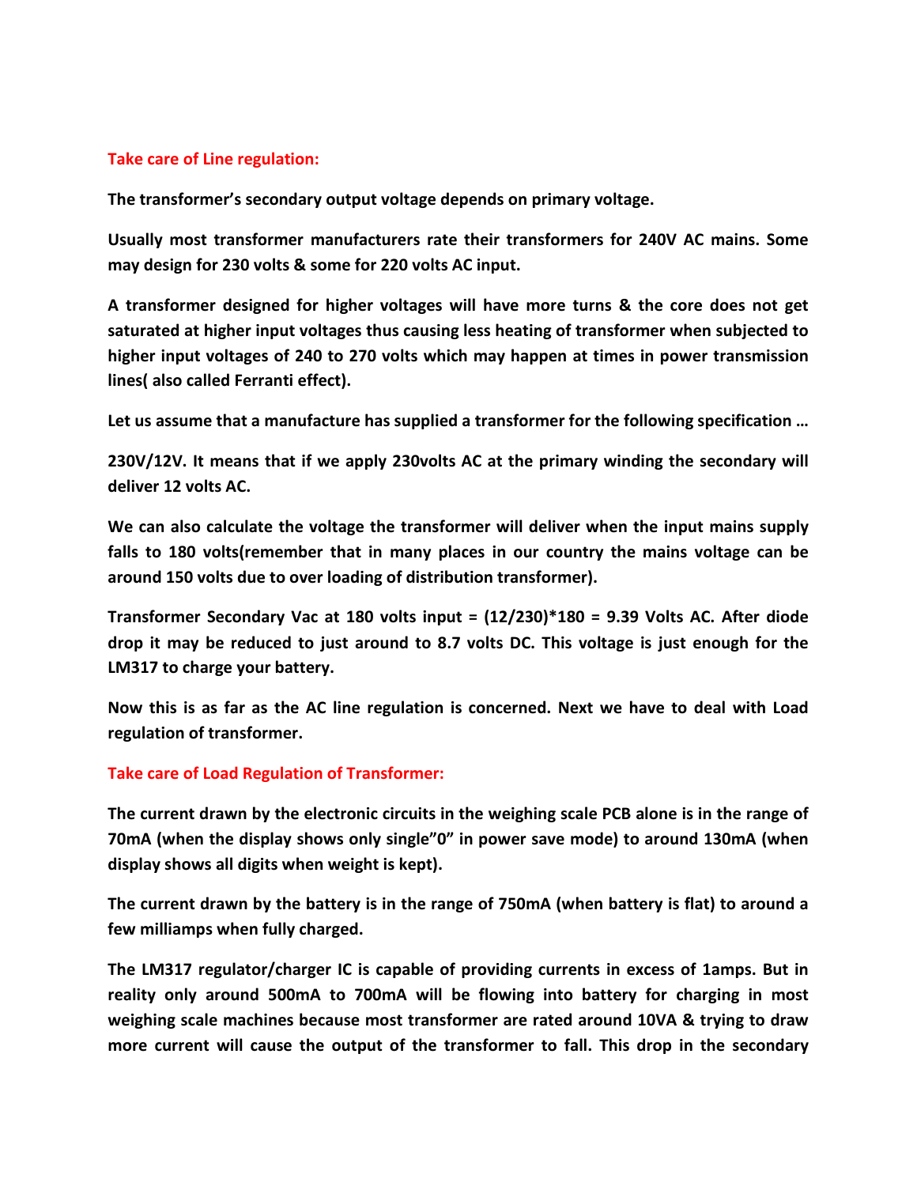## Take care of Line regulation:

**The transformer's secondary output voltage depends on primary voltage.**

**Usually most transformer manufacturers rate their transformers for 240V AC mains. Some may design for 230 volts & some for 220 volts AC input.**

**A transformer designed for higher voltages will have more turns & the core does not get saturated at higher input voltages thus causing less heating of transformer when subjected to higher input voltages of 240 to 270 volts which may happen at times in power transmission lines( also called Ferranti effect).**

**Let us assume that a manufacture has supplied a transformer for the following specification …**

**230V/12V. It means that if we apply 230volts AC at the primary winding the secondary will deliver 12 volts AC.**

**We can also calculate the voltage the transformer will deliver when the input mains supply falls to 180 volts(remember that in many places in our country the mains voltage can be around 150 volts due to over loading of distribution transformer).**

**Transformer Secondary Vac at 180 volts input = (12/230)*180 = 9.39 Volts AC. After diode drop it may be reduced to just around to 8.7 volts DC. This voltage is just enough for the LM317 to charge your battery.**

**Now this is as far as the AC line regulation is concerned. Next we have to deal with Load regulation of transformer.**

## Take care of Load Regulation of Transformer:

**The current drawn by the electronic circuits in the weighing scale PCB alone is in the range of 70mA (when the display shows only single"0" in power save mode) to around 130mA (when display shows all digits when weight is kept).**

**The current drawn by the battery is in the range of 750mA (when battery is flat) to around a few milliamps when fully charged.**

**The LM317 regulator/charger IC is capable of providing currents in excess of 1amps. But in reality only around 500mA to 700mA will be flowing into battery for charging in most weighing scale machines because most transformer are rated around 10VA & trying to draw more current will cause the output of the transformer to fall. This drop in the secondary**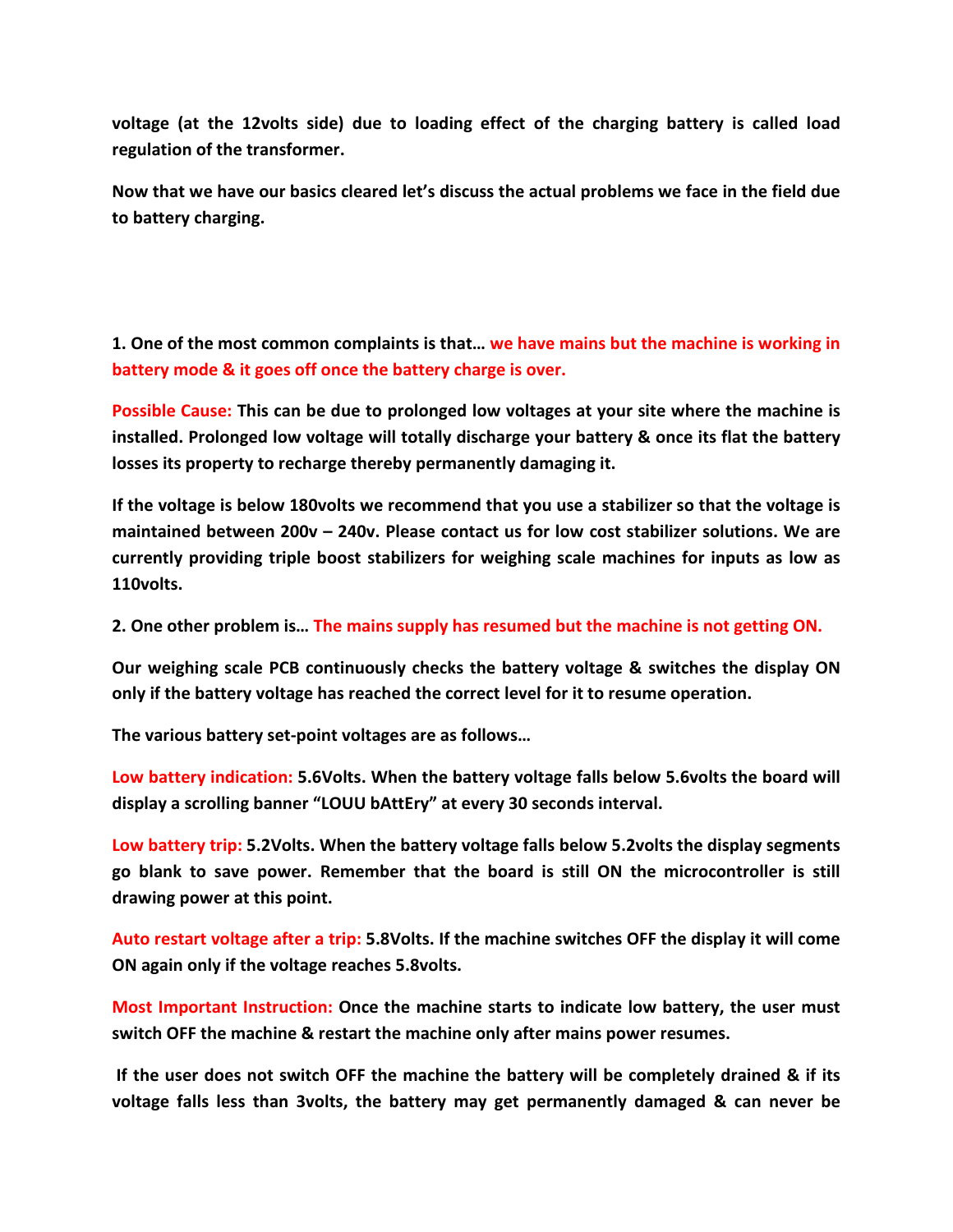**voltage (at the 12volts side) due to loading effect of the charging battery is called load regulation of the transformer.**

**Now that we have our basics cleared let's discuss the actual problems we face in the field due to battery charging.**

**1. One of the most common complaints is that… we have mains but the machine is working in battery mode & it goes off once the battery charge is over.**

**Possible Cause: This can be due to prolonged low voltages at your site where the machine is installed. Prolonged low voltage will totally discharge your battery & once its flat the battery losses its property to recharge thereby permanently damaging it.**

**If the voltage is below 180volts we recommend that you use a stabilizer so that the voltage is maintained between 200v – 240v. Please contact us for low cost stabilizer solutions. We are currently providing triple boost stabilizers for weighing scale machines for inputs as low as 110volts.**

**2. One other problem is… The mains supply has resumed but the machine is not getting ON.**

**Our weighing scale PCB continuously checks the battery voltage & switches the display ON only if the battery voltage has reached the correct level for it to resume operation.**

**The various battery set-point voltages are as follows…**

**Low battery indication: 5.6Volts. When the battery voltage falls below 5.6volts the board will display a scrolling banner "LOUU bAttEry" at every 30 seconds interval.**

**Low battery trip: 5.2Volts. When the battery voltage falls below 5.2volts the display segments go blank to save power. Remember that the board is still ON the microcontroller is still drawing power at this point.**

**Auto restart voltage after a trip: 5.8Volts. If the machine switches OFF the display it will come ON again only if the voltage reaches 5.8volts.**

**Most Important Instruction: Once the machine starts to indicate low battery, the user must switch OFF the machine & restart the machine only after mains power resumes.**

**If the user does not switch OFF the machine the battery will be completely drained & if its voltage falls less than 3volts, the battery may get permanently damaged & can never be**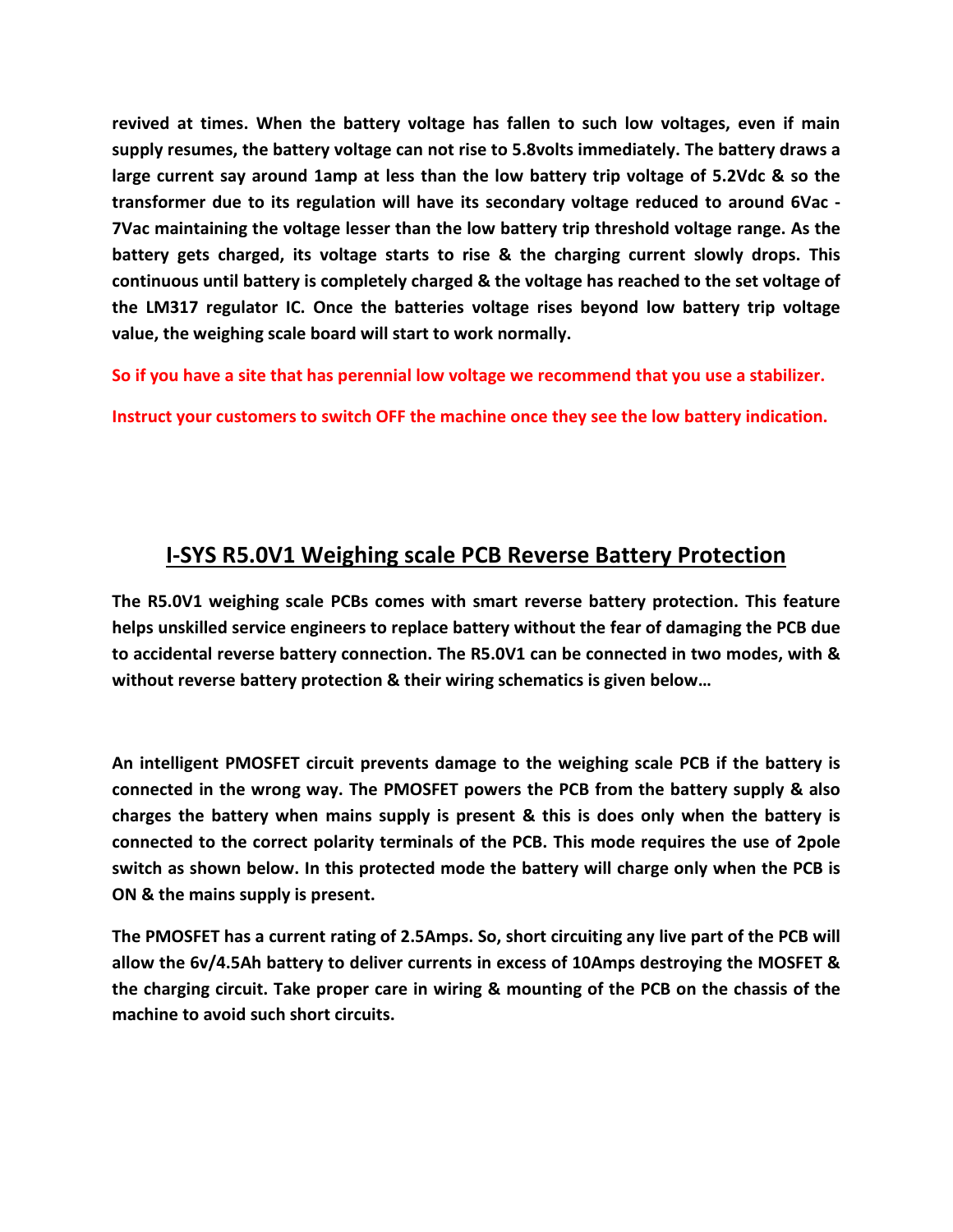**revived at times. When the battery voltage has fallen to such low voltages, even if main supply resumes, the battery voltage can not rise to 5.8volts immediately. The battery draws a large current say around 1amp at less than the low battery trip voltage of 5.2Vdc & so the transformer due to its regulation will have its secondary voltage reduced to around 6Vac - 7Vac maintaining the voltage lesser than the low battery trip threshold voltage range. As the battery gets charged, its voltage starts to rise & the charging current slowly drops. This continuous until battery is completely charged & the voltage has reached to the set voltage of the LM317 regulator IC. Once the batteries voltage rises beyond low battery trip voltage value, the weighing scale board will start to work normally.**

**So if you have a site that has perennial low voltage we recommend that you use a stabilizer.**

**Instruct your customers to switch OFF the machine once they see the low battery indication.**

## I-SYS R5.0V1 Weighing scale PCB Reverse Battery Protection

**The R5.0V1 weighing scale PCBs comes with smart reverse battery protection. This feature helps unskilled service engineers to replace battery without the fear of damaging the PCB due to accidental reverse battery connection. The R5.0V1 can be connected in two modes, with & without reverse battery protection & their wiring schematics is given below…**

**An intelligent PMOSFET circuit prevents damage to the weighing scale PCB if the battery is connected in the wrong way. The PMOSFET powers the PCB from the battery supply & also charges the battery when mains supply is present & this is does only when the battery is connected to the correct polarity terminals of the PCB. This mode requires the use of 2pole switch as shown below. In this protected mode the battery will charge only when the PCB is ON & the mains supply is present.**

**The PMOSFET has a current rating of 2.5Amps. So, short circuiting any live part of the PCB will allow the 6v/4.5Ah battery to deliver currents in excess of 10Amps destroying the MOSFET & the charging circuit. Take proper care in wiring & mounting of the PCB on the chassis of the machine to avoid such short circuits.**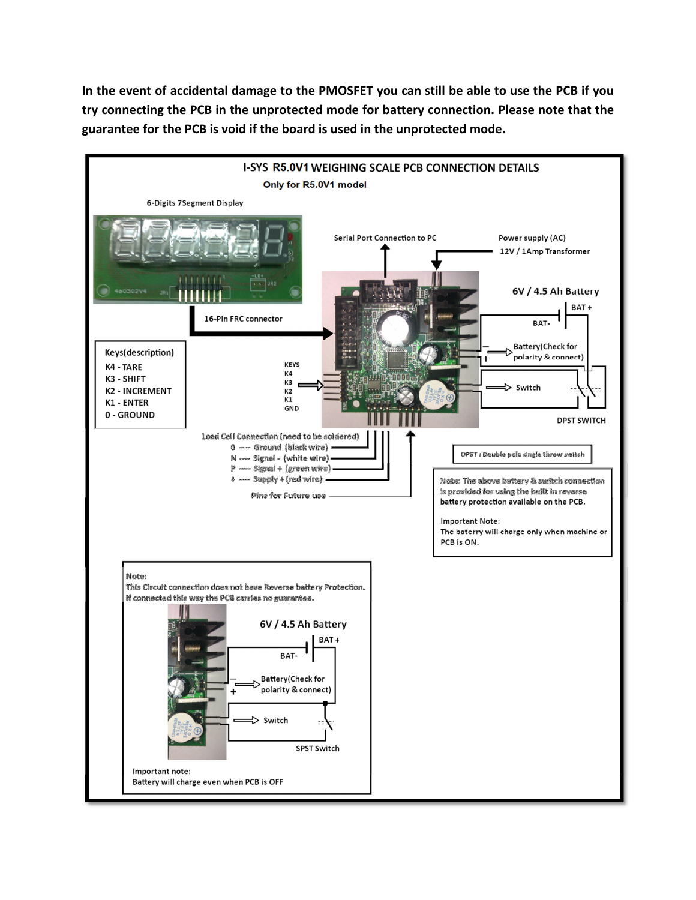**In the event of accidental damage to the PMOSFET you can still be able to use the PCB if you try connecting the PCB in the unprotected mode for battery connection. Please note that the guarantee for the PCB is void if the board is used in the unprotected mode.**

## I-SYS R5.0V1 WEIGHING SCALE PCB CONNECTION DETAILS

**Only for R5.0V1 model**

6-Digits 7Segment Display

16-Pin FRC connector

Serial Port Connection to PC

Power supply (AC)
12V / 1Amp Transformer

6V / 4.5 Ah Battery

BAT +

BAT-

Battery(Check for polarity & connect)

Switch

DPST SWITCH

| Keys(description) |
|---|
| K4 - TARE |
| K3 - SHIFT |
| K2 - INCREMENT |
| K1 - ENTER |
| 0 - GROUND |

KEYS
K4
K3
K2
K1
GND

Load Cell Connection (need to be soldered)
- 0 --- Ground (black wire)
- N ---- Signal - (white wire)
- P ---- Signal + (green wire)
- + ---- Supply + (red wire)

Pins for Future use

DPST : Double pole single throw switch

Note: The above battery & switch connection is provided for using the built in reverse battery protection available on the PCB.

Important Note:
The baterry will charge only when machine or PCB is ON.

Note:
This Circuit connection does not have Reverse battery Protection. If connected this way the PCB carries no guarantee.

6V / 4.5 Ah Battery

BAT +

BAT-

Battery(Check for polarity & connect)

Switch

SPST Switch

Important note:
Battery will charge even when PCB is OFF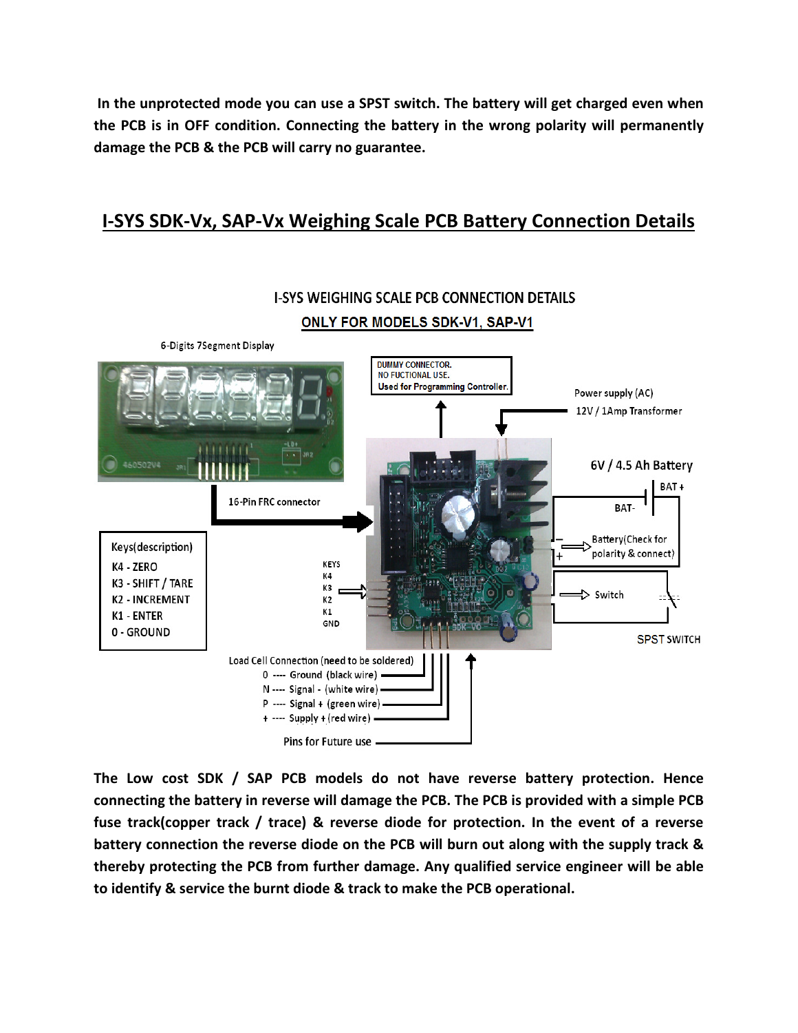**In the unprotected mode you can use a SPST switch. The battery will get charged even when the PCB is in OFF condition. Connecting the battery in the wrong polarity will permanently damage the PCB & the PCB will carry no guarantee.**

## I-SYS SDK-Vx, SAP-Vx Weighing Scale PCB Battery Connection Details

I-SYS WEIGHING SCALE PCB CONNECTION DETAILS

ONLY FOR MODELS SDK-V1, SAP-V1

6-Digits 7Segment Display

DUMMY CONNECTOR. NO FUCTIONAL USE. Used for Programming Controller.

Power supply (AC) 12V / 1Amp Transformer

6V / 4.5 Ah Battery

BAT +

BAT-

Battery(Check for polarity & connect)

Switch

SPST SWITCH

16-Pin FRC connector

Keys(description)

K4 - ZERO

K3 - SHIFT / TARE

K2 - INCREMENT

K1 - ENTER

0 - GROUND

KEYS K4 K3 K2 K1 GND

Load Cell Connection (need to be soldered)

0 ---- Ground (black wire)

N ---- Signal - (white wire)

P ---- Signal + (green wire)

+ ---- Supply + (red wire)

Pins for Future use

**The Low cost SDK / SAP PCB models do not have reverse battery protection. Hence connecting the battery in reverse will damage the PCB. The PCB is provided with a simple PCB fuse track(copper track / trace) & reverse diode for protection. In the event of a reverse battery connection the reverse diode on the PCB will burn out along with the supply track & thereby protecting the PCB from further damage. Any qualified service engineer will be able to identify & service the burnt diode & track to make the PCB operational.**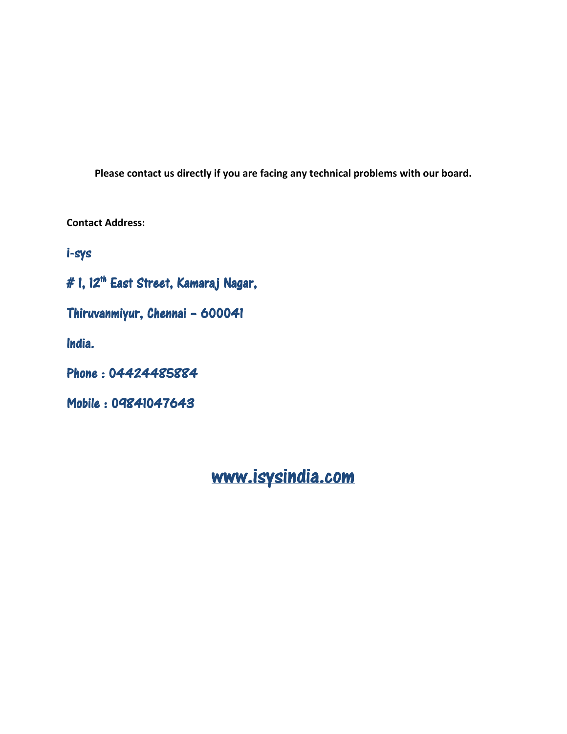**Please contact us directly if you are facing any technical problems with our board.**

**Contact Address:**

i-sys

# 1, 12th East Street, Kamaraj Nagar,

Thiruvanmiyur, Chennai – 600041

India.

Phone : 04424485884

Mobile : 09841047643

www.isysindia.com